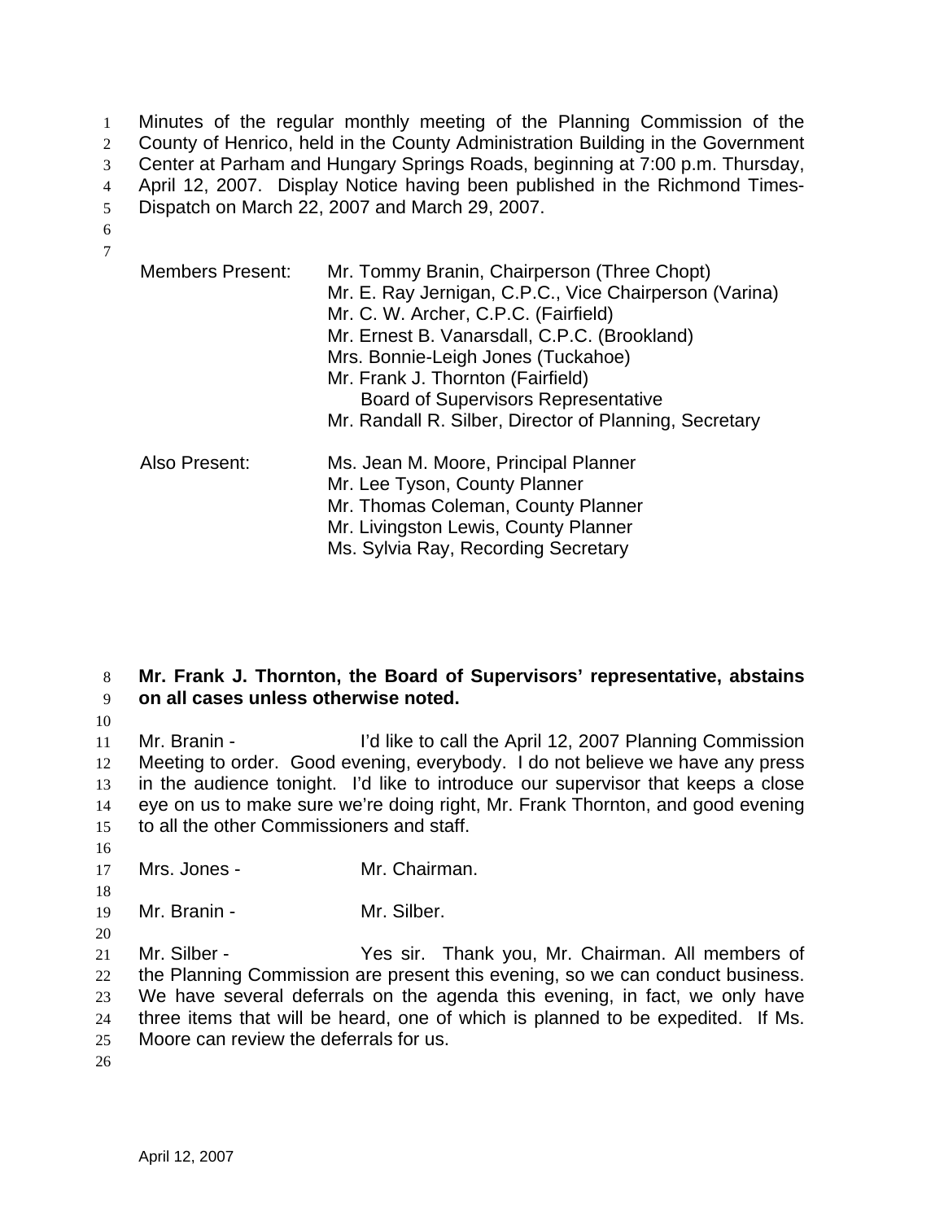Minutes of the regular monthly meeting of the Planning Commission of the County of Henrico, held in the County Administration Building in the Government Center at Parham and Hungary Springs Roads, beginning at 7:00 p.m. Thursday, April 12, 2007. Display Notice having been published in the Richmond Times-Dispatch on March 22, 2007 and March 29, 2007.

| | |
|---|---|
| Members Present: | Mr. Tommy Branin, Chairperson (Three Chopt) |
| | Mr. E. Ray Jernigan, C.P.C., Vice Chairperson (Varina) |
| | Mr. C. W. Archer, C.P.C. (Fairfield) |
| | Mr. Ernest B. Vanarsdall, C.P.C. (Brookland) |
| | Mrs. Bonnie-Leigh Jones (Tuckahoe) |
| | Mr. Frank J. Thornton (Fairfield) Board of Supervisors Representative |
| | Mr. Randall R. Silber, Director of Planning, Secretary |
| Also Present: | Ms. Jean M. Moore, Principal Planner |
| | Mr. Lee Tyson, County Planner |
| | Mr. Thomas Coleman, County Planner |
| | Mr. Livingston Lewis, County Planner |
| | Ms. Sylvia Ray, Recording Secretary |

**Mr. Frank J. Thornton, the Board of Supervisors' representative, abstains on all cases unless otherwise noted.**

Mr. Branin - I'd like to call the April 12, 2007 Planning Commission Meeting to order. Good evening, everybody. I do not believe we have any press in the audience tonight. I'd like to introduce our supervisor that keeps a close eye on us to make sure we're doing right, Mr. Frank Thornton, and good evening to all the other Commissioners and staff.

Mrs. Jones - Mr. Chairman.

Mr. Branin - Mr. Silber.

Mr. Silber - Yes sir. Thank you, Mr. Chairman. All members of the Planning Commission are present this evening, so we can conduct business. We have several deferrals on the agenda this evening, in fact, we only have three items that will be heard, one of which is planned to be expedited. If Ms. Moore can review the deferrals for us.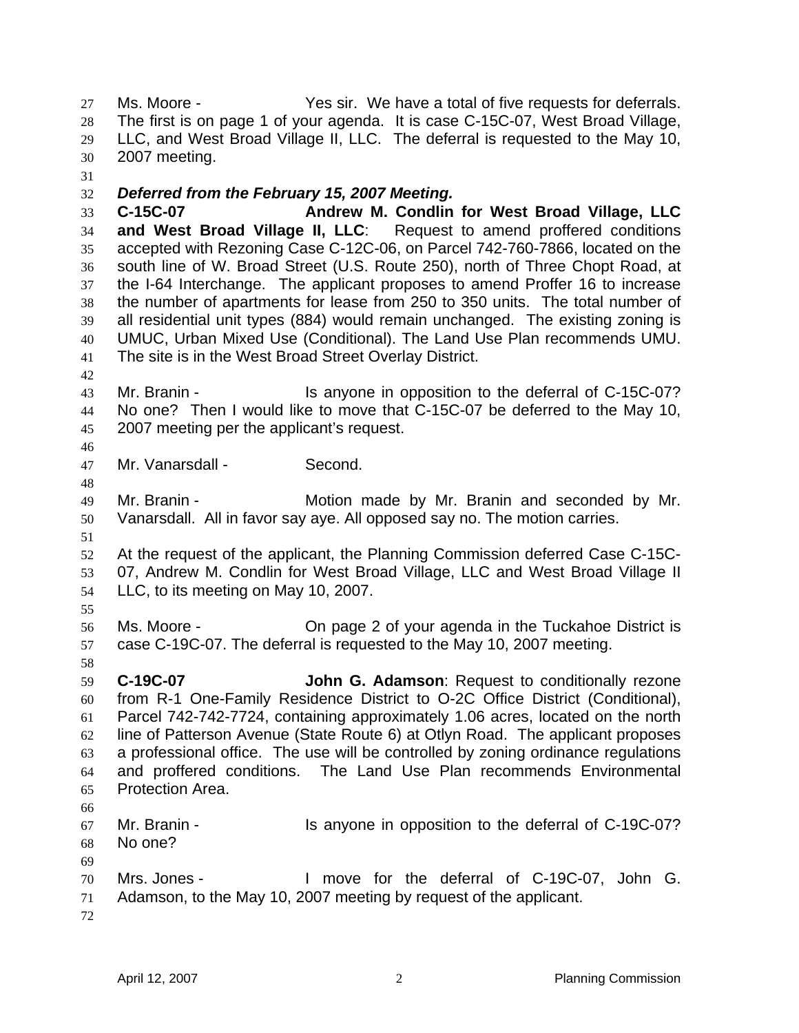Ms. Moore - Yes sir. We have a total of five requests for deferrals. The first is on page 1 of your agenda. It is case C-15C-07, West Broad Village, LLC, and West Broad Village II, LLC. The deferral is requested to the May 10, 2007 meeting.

***Deferred from the February 15, 2007 Meeting.***

**C-15C-07 Andrew M. Condlin for West Broad Village, LLC and West Broad Village II, LLC**: Request to amend proffered conditions accepted with Rezoning Case C-12C-06, on Parcel 742-760-7866, located on the south line of W. Broad Street (U.S. Route 250), north of Three Chopt Road, at the I-64 Interchange. The applicant proposes to amend Proffer 16 to increase the number of apartments for lease from 250 to 350 units. The total number of all residential unit types (884) would remain unchanged. The existing zoning is UMUC, Urban Mixed Use (Conditional). The Land Use Plan recommends UMU. The site is in the West Broad Street Overlay District.

Mr. Branin - Is anyone in opposition to the deferral of C-15C-07? No one? Then I would like to move that C-15C-07 be deferred to the May 10, 2007 meeting per the applicant's request.

Mr. Vanarsdall - Second.

Mr. Branin - Motion made by Mr. Branin and seconded by Mr. Vanarsdall. All in favor say aye. All opposed say no. The motion carries.

At the request of the applicant, the Planning Commission deferred Case C-15C-07, Andrew M. Condlin for West Broad Village, LLC and West Broad Village II LLC, to its meeting on May 10, 2007.

Ms. Moore - On page 2 of your agenda in the Tuckahoe District is case C-19C-07. The deferral is requested to the May 10, 2007 meeting.

**C-19C-07 John G. Adamson**: Request to conditionally rezone from R-1 One-Family Residence District to O-2C Office District (Conditional), Parcel 742-742-7724, containing approximately 1.06 acres, located on the north line of Patterson Avenue (State Route 6) at Otlyn Road. The applicant proposes a professional office. The use will be controlled by zoning ordinance regulations and proffered conditions. The Land Use Plan recommends Environmental Protection Area.

Mr. Branin - Is anyone in opposition to the deferral of C-19C-07? No one?

Mrs. Jones - I move for the deferral of C-19C-07, John G. Adamson, to the May 10, 2007 meeting by request of the applicant.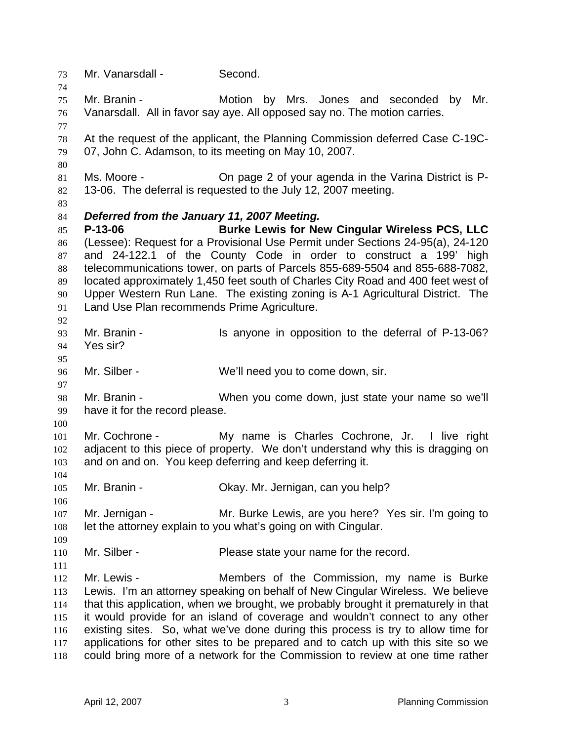Mr. Vanarsdall - Second.

Mr. Branin - Motion by Mrs. Jones and seconded by Mr. Vanarsdall. All in favor say aye. All opposed say no. The motion carries.

At the request of the applicant, the Planning Commission deferred Case C-19C-07, John C. Adamson, to its meeting on May 10, 2007.

Ms. Moore - On page 2 of your agenda in the Varina District is P-13-06. The deferral is requested to the July 12, 2007 meeting.

***Deferred from the January 11, 2007 Meeting.***
**P-13-06 Burke Lewis for New Cingular Wireless PCS, LLC** (Lessee): Request for a Provisional Use Permit under Sections 24-95(a), 24-120 and 24-122.1 of the County Code in order to construct a 199' high telecommunications tower, on parts of Parcels 855-689-5504 and 855-688-7082, located approximately 1,450 feet south of Charles City Road and 400 feet west of Upper Western Run Lane. The existing zoning is A-1 Agricultural District. The Land Use Plan recommends Prime Agriculture.

Mr. Branin - Is anyone in opposition to the deferral of P-13-06? Yes sir?

Mr. Silber - We'll need you to come down, sir.

Mr. Branin - When you come down, just state your name so we'll have it for the record please.

Mr. Cochrone - My name is Charles Cochrone, Jr. I live right adjacent to this piece of property. We don't understand why this is dragging on and on and on. You keep deferring and keep deferring it.

Mr. Branin - Okay. Mr. Jernigan, can you help?

Mr. Jernigan - Mr. Burke Lewis, are you here? Yes sir. I'm going to let the attorney explain to you what's going on with Cingular.

Mr. Silber - Please state your name for the record.

Mr. Lewis - Members of the Commission, my name is Burke Lewis. I'm an attorney speaking on behalf of New Cingular Wireless. We believe that this application, when we brought, we probably brought it prematurely in that it would provide for an island of coverage and wouldn't connect to any other existing sites. So, what we've done during this process is try to allow time for applications for other sites to be prepared and to catch up with this site so we could bring more of a network for the Commission to review at one time rather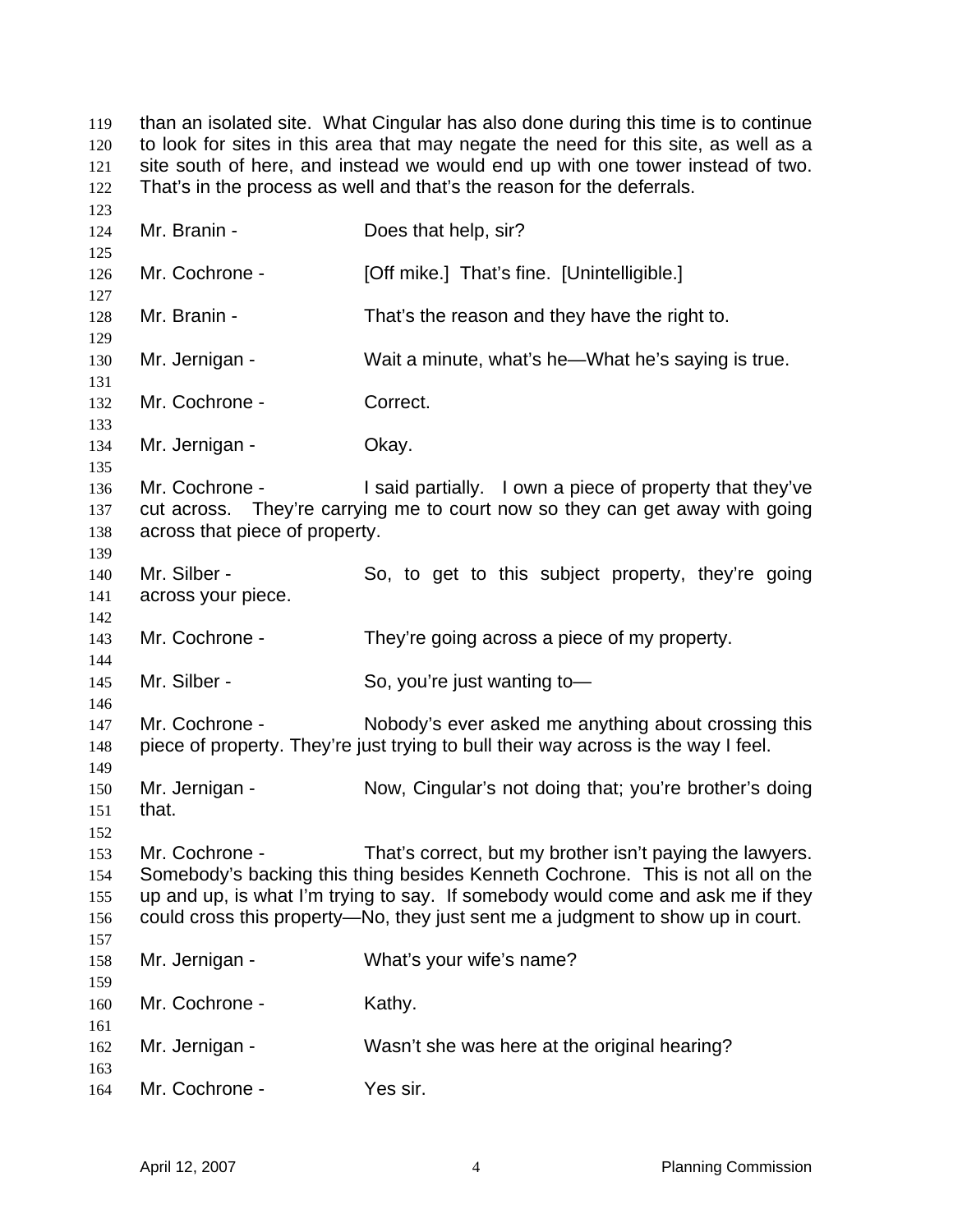than an isolated site. What Cingular has also done during this time is to continue to look for sites in this area that may negate the need for this site, as well as a site south of here, and instead we would end up with one tower instead of two. That's in the process as well and that's the reason for the deferrals.

Mr. Branin - Does that help, sir?

Mr. Cochrone - [Off mike.] That's fine. [Unintelligible.]

Mr. Branin - That's the reason and they have the right to.

Mr. Jernigan - Wait a minute, what's he—What he's saying is true.

Mr. Cochrone - Correct.

Mr. Jernigan - Okay.

Mr. Cochrone - I said partially. I own a piece of property that they've cut across. They're carrying me to court now so they can get away with going across that piece of property.

Mr. Silber - So, to get to this subject property, they're going across your piece.

Mr. Cochrone - They're going across a piece of my property.

Mr. Silber - So, you're just wanting to—

Mr. Cochrone - Nobody's ever asked me anything about crossing this piece of property. They're just trying to bull their way across is the way I feel.

Mr. Jernigan - Now, Cingular's not doing that; you're brother's doing that.

Mr. Cochrone - That's correct, but my brother isn't paying the lawyers. Somebody's backing this thing besides Kenneth Cochrone. This is not all on the up and up, is what I'm trying to say. If somebody would come and ask me if they could cross this property—No, they just sent me a judgment to show up in court.

Mr. Jernigan - What's your wife's name?

Mr. Cochrone - Kathy.

Mr. Jernigan - Wasn't she was here at the original hearing?

Mr. Cochrone - Yes sir.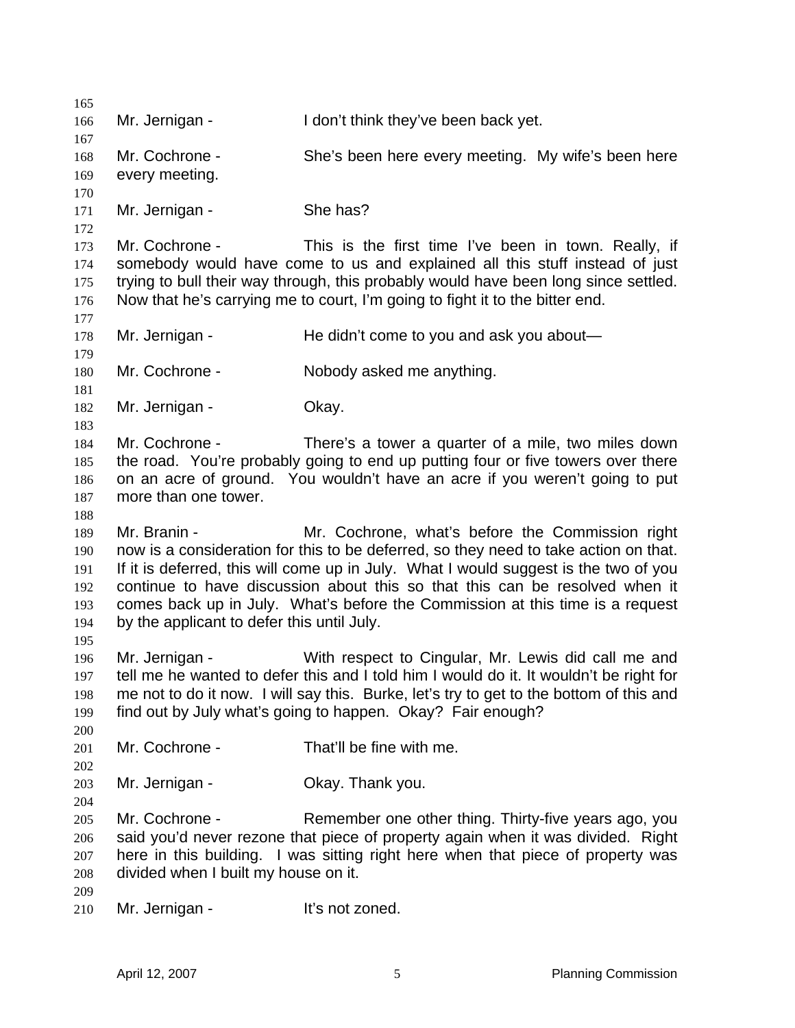Mr. Jernigan - I don't think they've been back yet.

Mr. Cochrone - She's been here every meeting. My wife's been here every meeting.

Mr. Jernigan - She has?

Mr. Cochrone - This is the first time I've been in town. Really, if somebody would have come to us and explained all this stuff instead of just trying to bull their way through, this probably would have been long since settled. Now that he's carrying me to court, I'm going to fight it to the bitter end.

Mr. Jernigan - He didn't come to you and ask you about—

Mr. Cochrone - Nobody asked me anything.

Mr. Jernigan - Okay.

Mr. Cochrone - There's a tower a quarter of a mile, two miles down the road. You're probably going to end up putting four or five towers over there on an acre of ground. You wouldn't have an acre if you weren't going to put more than one tower.

Mr. Branin - Mr. Cochrone, what's before the Commission right now is a consideration for this to be deferred, so they need to take action on that. If it is deferred, this will come up in July. What I would suggest is the two of you continue to have discussion about this so that this can be resolved when it comes back up in July. What's before the Commission at this time is a request by the applicant to defer this until July.

Mr. Jernigan - With respect to Cingular, Mr. Lewis did call me and tell me he wanted to defer this and I told him I would do it. It wouldn't be right for me not to do it now. I will say this. Burke, let's try to get to the bottom of this and find out by July what's going to happen. Okay? Fair enough?

Mr. Cochrone - That'll be fine with me.

Mr. Jernigan - Okay. Thank you.

Mr. Cochrone - Remember one other thing. Thirty-five years ago, you said you'd never rezone that piece of property again when it was divided. Right here in this building. I was sitting right here when that piece of property was divided when I built my house on it.

Mr. Jernigan - It's not zoned.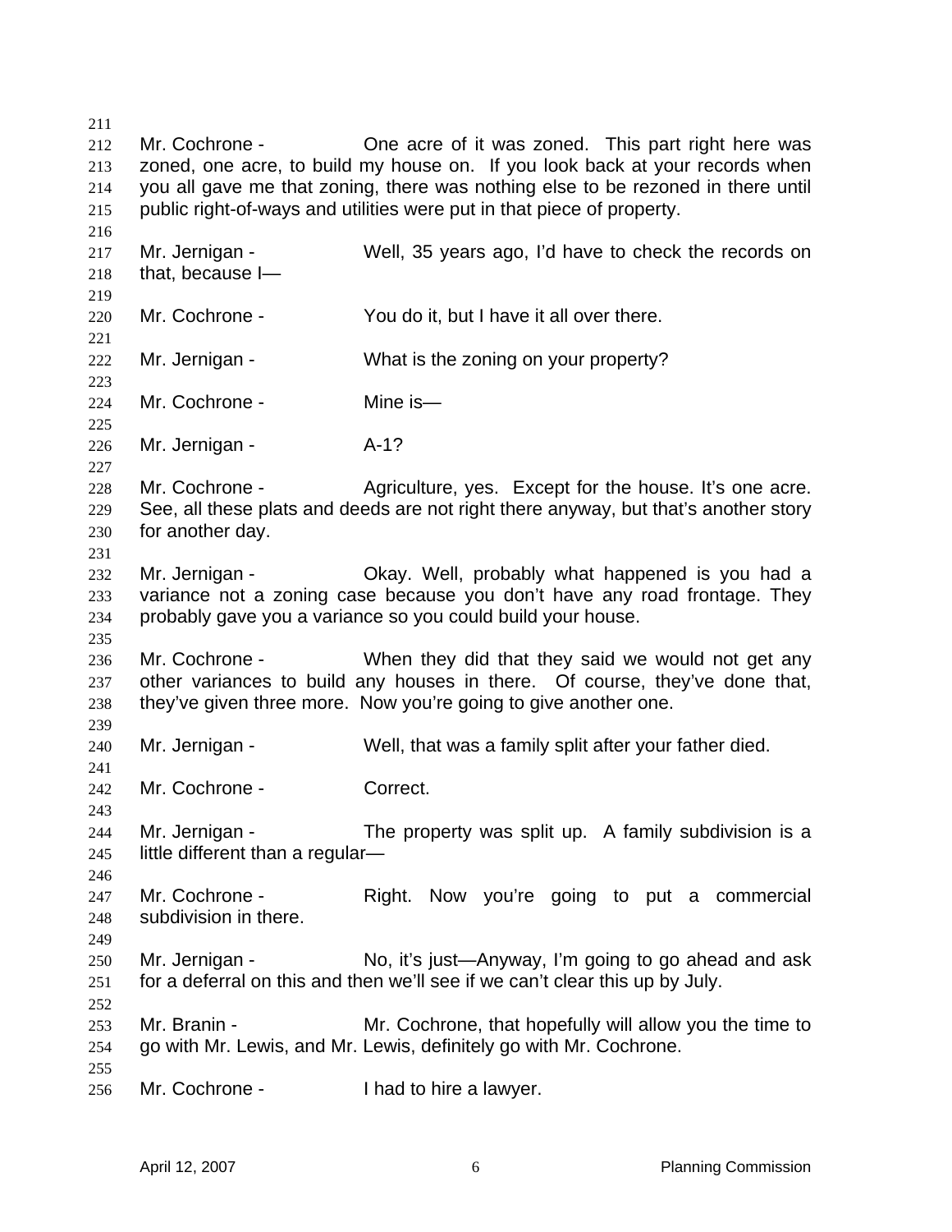Mr. Cochrone - One acre of it was zoned. This part right here was zoned, one acre, to build my house on. If you look back at your records when you all gave me that zoning, there was nothing else to be rezoned in there until public right-of-ways and utilities were put in that piece of property.

Mr. Jernigan - Well, 35 years ago, I'd have to check the records on that, because I—

Mr. Cochrone - You do it, but I have it all over there.

Mr. Jernigan - What is the zoning on your property?

Mr. Cochrone - Mine is—

Mr. Jernigan - A-1?

Mr. Cochrone - Agriculture, yes. Except for the house. It's one acre. See, all these plats and deeds are not right there anyway, but that's another story for another day.

Mr. Jernigan - Okay. Well, probably what happened is you had a variance not a zoning case because you don't have any road frontage. They probably gave you a variance so you could build your house.

Mr. Cochrone - When they did that they said we would not get any other variances to build any houses in there. Of course, they've done that, they've given three more. Now you're going to give another one.

Mr. Jernigan - Well, that was a family split after your father died.

Mr. Cochrone - Correct.

Mr. Jernigan - The property was split up. A family subdivision is a little different than a regular—

Mr. Cochrone - Right. Now you're going to put a commercial subdivision in there.

Mr. Jernigan - No, it's just—Anyway, I'm going to go ahead and ask for a deferral on this and then we'll see if we can't clear this up by July.

Mr. Branin - Mr. Cochrone, that hopefully will allow you the time to go with Mr. Lewis, and Mr. Lewis, definitely go with Mr. Cochrone.

Mr. Cochrone - I had to hire a lawyer.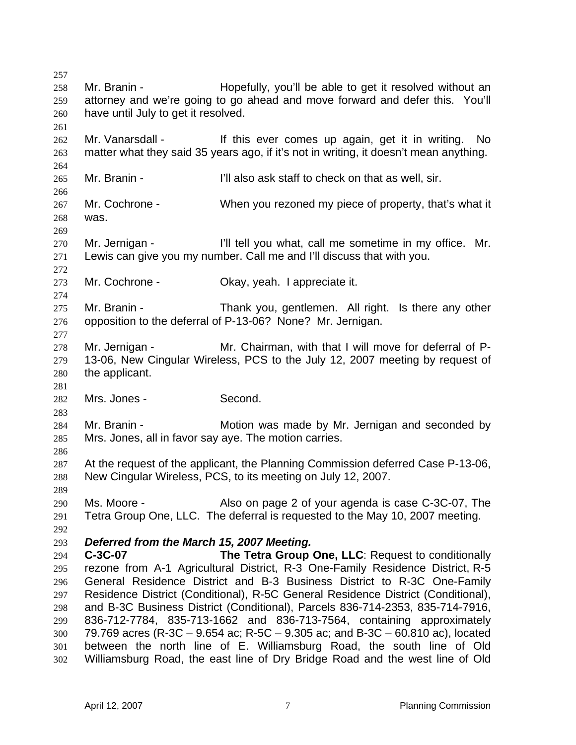Mr. Branin - Hopefully, you'll be able to get it resolved without an attorney and we're going to go ahead and move forward and defer this. You'll have until July to get it resolved.

Mr. Vanarsdall - If this ever comes up again, get it in writing. No matter what they said 35 years ago, if it's not in writing, it doesn't mean anything.

Mr. Branin - I'll also ask staff to check on that as well, sir.

Mr. Cochrone - When you rezoned my piece of property, that's what it was.

Mr. Jernigan - I'll tell you what, call me sometime in my office. Mr. Lewis can give you my number. Call me and I'll discuss that with you.

Mr. Cochrone - Okay, yeah. I appreciate it.

Mr. Branin - Thank you, gentlemen. All right. Is there any other opposition to the deferral of P-13-06? None? Mr. Jernigan.

Mr. Jernigan - Mr. Chairman, with that I will move for deferral of P-13-06, New Cingular Wireless, PCS to the July 12, 2007 meeting by request of the applicant.

Mrs. Jones - Second.

Mr. Branin - Motion was made by Mr. Jernigan and seconded by Mrs. Jones, all in favor say aye. The motion carries.

At the request of the applicant, the Planning Commission deferred Case P-13-06, New Cingular Wireless, PCS, to its meeting on July 12, 2007.

Ms. Moore - Also on page 2 of your agenda is case C-3C-07, The Tetra Group One, LLC. The deferral is requested to the May 10, 2007 meeting.

***Deferred from the March 15, 2007 Meeting.***

**C-3C-07** **The Tetra Group One, LLC**: Request to conditionally rezone from A-1 Agricultural District, R-3 One-Family Residence District, R-5 General Residence District and B-3 Business District to R-3C One-Family Residence District (Conditional), R-5C General Residence District (Conditional), and B-3C Business District (Conditional), Parcels 836-714-2353, 835-714-7916, 836-712-7784, 835-713-1662 and 836-713-7564, containing approximately 79.769 acres (R-3C – 9.654 ac; R-5C – 9.305 ac; and B-3C – 60.810 ac), located between the north line of E. Williamsburg Road, the south line of Old Williamsburg Road, the east line of Dry Bridge Road and the west line of Old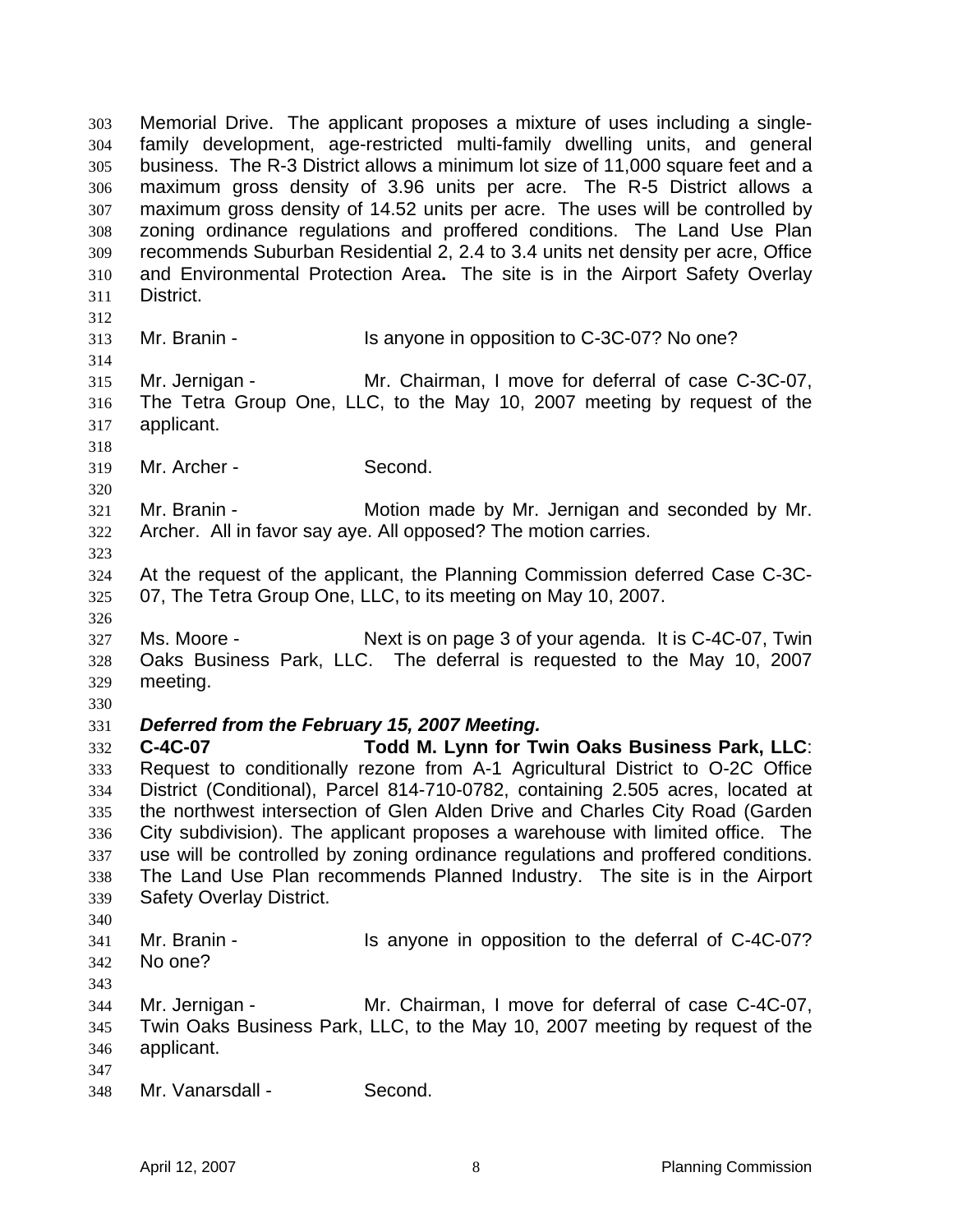Memorial Drive. The applicant proposes a mixture of uses including a single-family development, age-restricted multi-family dwelling units, and general business. The R-3 District allows a minimum lot size of 11,000 square feet and a maximum gross density of 3.96 units per acre. The R-5 District allows a maximum gross density of 14.52 units per acre. The uses will be controlled by zoning ordinance regulations and proffered conditions. The Land Use Plan recommends Suburban Residential 2, 2.4 to 3.4 units net density per acre, Office and Environmental Protection Area**.** The site is in the Airport Safety Overlay District.

Mr. Branin - Is anyone in opposition to C-3C-07? No one?

Mr. Jernigan - Mr. Chairman, I move for deferral of case C-3C-07, The Tetra Group One, LLC, to the May 10, 2007 meeting by request of the applicant.

Mr. Archer - Second.

Mr. Branin - Motion made by Mr. Jernigan and seconded by Mr. Archer. All in favor say aye. All opposed? The motion carries.

At the request of the applicant, the Planning Commission deferred Case C-3C-07, The Tetra Group One, LLC, to its meeting on May 10, 2007.

Ms. Moore - Next is on page 3 of your agenda. It is C-4C-07, Twin Oaks Business Park, LLC. The deferral is requested to the May 10, 2007 meeting.

***Deferred from the February 15, 2007 Meeting.***

**C-4C-07 Todd M. Lynn for Twin Oaks Business Park, LLC**: Request to conditionally rezone from A-1 Agricultural District to O-2C Office District (Conditional), Parcel 814-710-0782, containing 2.505 acres, located at the northwest intersection of Glen Alden Drive and Charles City Road (Garden City subdivision). The applicant proposes a warehouse with limited office. The use will be controlled by zoning ordinance regulations and proffered conditions. The Land Use Plan recommends Planned Industry. The site is in the Airport Safety Overlay District.

Mr. Branin - Is anyone in opposition to the deferral of C-4C-07? No one?

Mr. Jernigan - Mr. Chairman, I move for deferral of case C-4C-07, Twin Oaks Business Park, LLC, to the May 10, 2007 meeting by request of the applicant.

Mr. Vanarsdall - Second.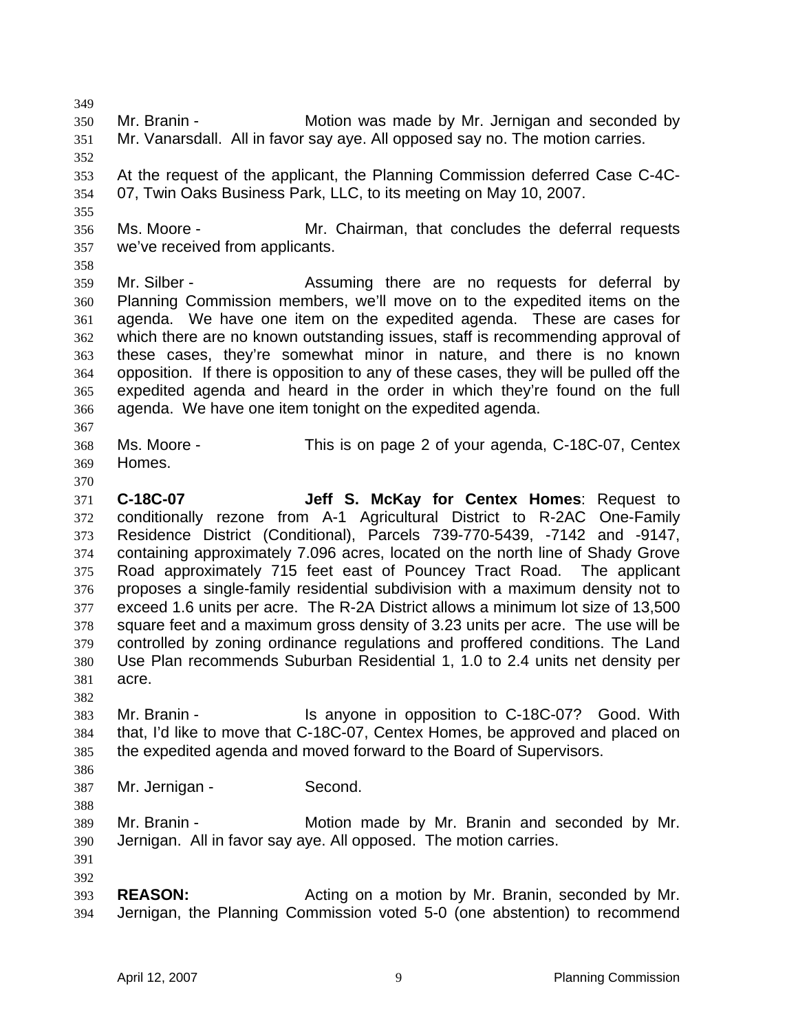Mr. Branin - Motion was made by Mr. Jernigan and seconded by Mr. Vanarsdall. All in favor say aye. All opposed say no. The motion carries.

At the request of the applicant, the Planning Commission deferred Case C-4C-07, Twin Oaks Business Park, LLC, to its meeting on May 10, 2007.

Ms. Moore - Mr. Chairman, that concludes the deferral requests we've received from applicants.

Mr. Silber - Assuming there are no requests for deferral by Planning Commission members, we'll move on to the expedited items on the agenda. We have one item on the expedited agenda. These are cases for which there are no known outstanding issues, staff is recommending approval of these cases, they're somewhat minor in nature, and there is no known opposition. If there is opposition to any of these cases, they will be pulled off the expedited agenda and heard in the order in which they're found on the full agenda. We have one item tonight on the expedited agenda.

Ms. Moore - This is on page 2 of your agenda, C-18C-07, Centex Homes.

**C-18C-07** **Jeff S. McKay for Centex Homes**: Request to conditionally rezone from A-1 Agricultural District to R-2AC One-Family Residence District (Conditional), Parcels 739-770-5439, -7142 and -9147, containing approximately 7.096 acres, located on the north line of Shady Grove Road approximately 715 feet east of Pouncey Tract Road. The applicant proposes a single-family residential subdivision with a maximum density not to exceed 1.6 units per acre. The R-2A District allows a minimum lot size of 13,500 square feet and a maximum gross density of 3.23 units per acre. The use will be controlled by zoning ordinance regulations and proffered conditions. The Land Use Plan recommends Suburban Residential 1, 1.0 to 2.4 units net density per acre.

Mr. Branin - Is anyone in opposition to C-18C-07? Good. With that, I'd like to move that C-18C-07, Centex Homes, be approved and placed on the expedited agenda and moved forward to the Board of Supervisors.

Mr. Jernigan - Second.

Mr. Branin - Motion made by Mr. Branin and seconded by Mr. Jernigan. All in favor say aye. All opposed. The motion carries.

**REASON:** Acting on a motion by Mr. Branin, seconded by Mr. Jernigan, the Planning Commission voted 5-0 (one abstention) to recommend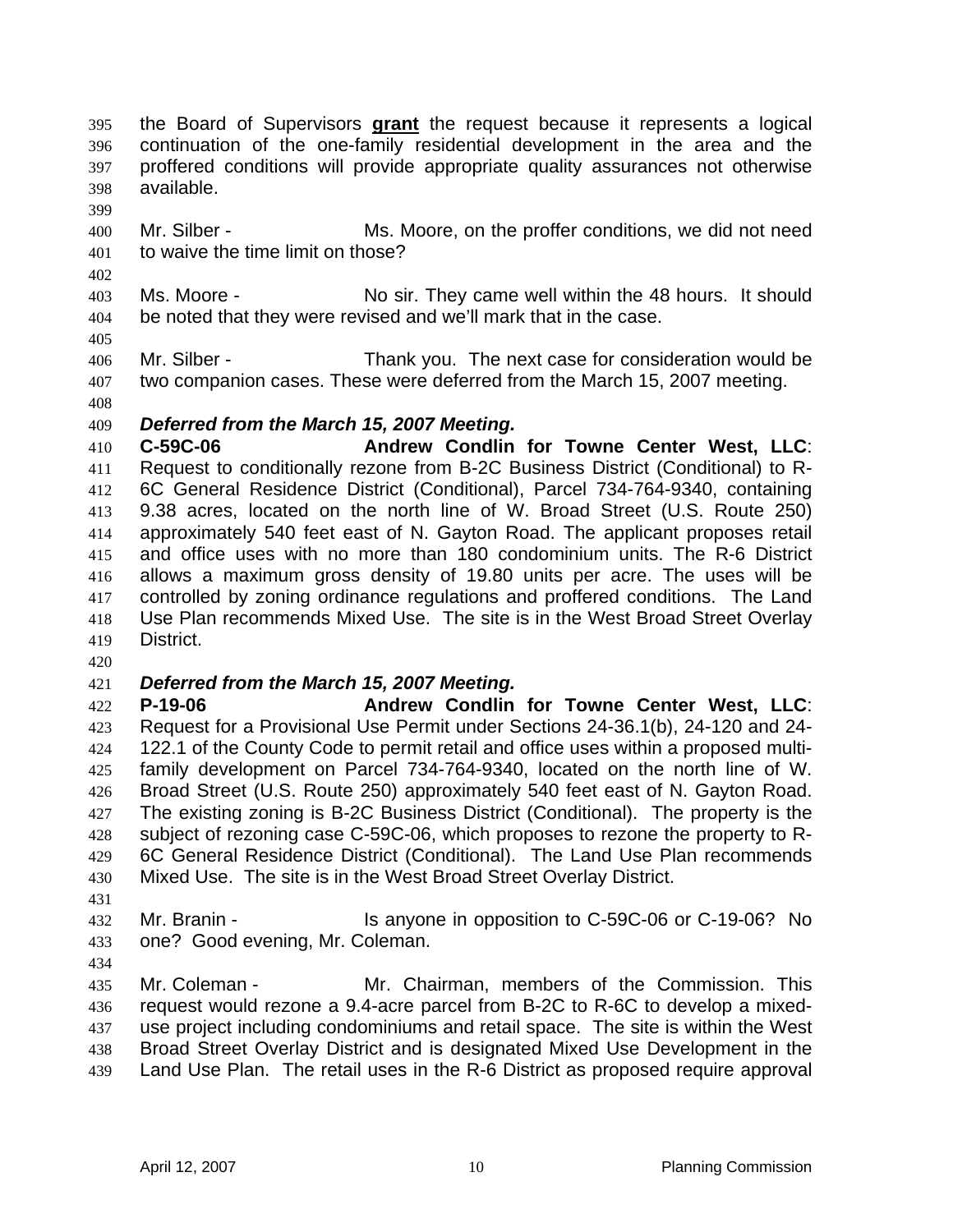the Board of Supervisors **grant** the request because it represents a logical continuation of the one-family residential development in the area and the proffered conditions will provide appropriate quality assurances not otherwise available.

Mr. Silber - Ms. Moore, on the proffer conditions, we did not need to waive the time limit on those?

Ms. Moore - No sir. They came well within the 48 hours. It should be noted that they were revised and we'll mark that in the case.

Mr. Silber - Thank you. The next case for consideration would be two companion cases. These were deferred from the March 15, 2007 meeting.

***Deferred from the March 15, 2007 Meeting.***

**C-59C-06 Andrew Condlin for Towne Center West, LLC**: Request to conditionally rezone from B-2C Business District (Conditional) to R-6C General Residence District (Conditional), Parcel 734-764-9340, containing 9.38 acres, located on the north line of W. Broad Street (U.S. Route 250) approximately 540 feet east of N. Gayton Road. The applicant proposes retail and office uses with no more than 180 condominium units. The R-6 District allows a maximum gross density of 19.80 units per acre. The uses will be controlled by zoning ordinance regulations and proffered conditions. The Land Use Plan recommends Mixed Use. The site is in the West Broad Street Overlay District.

***Deferred from the March 15, 2007 Meeting.***

**P-19-06 Andrew Condlin for Towne Center West, LLC**: Request for a Provisional Use Permit under Sections 24-36.1(b), 24-120 and 24-122.1 of the County Code to permit retail and office uses within a proposed multi-family development on Parcel 734-764-9340, located on the north line of W. Broad Street (U.S. Route 250) approximately 540 feet east of N. Gayton Road. The existing zoning is B-2C Business District (Conditional). The property is the subject of rezoning case C-59C-06, which proposes to rezone the property to R-6C General Residence District (Conditional). The Land Use Plan recommends Mixed Use. The site is in the West Broad Street Overlay District.

Mr. Branin - Is anyone in opposition to C-59C-06 or C-19-06? No one? Good evening, Mr. Coleman.

Mr. Coleman - Mr. Chairman, members of the Commission. This request would rezone a 9.4-acre parcel from B-2C to R-6C to develop a mixed-use project including condominiums and retail space. The site is within the West Broad Street Overlay District and is designated Mixed Use Development in the Land Use Plan. The retail uses in the R-6 District as proposed require approval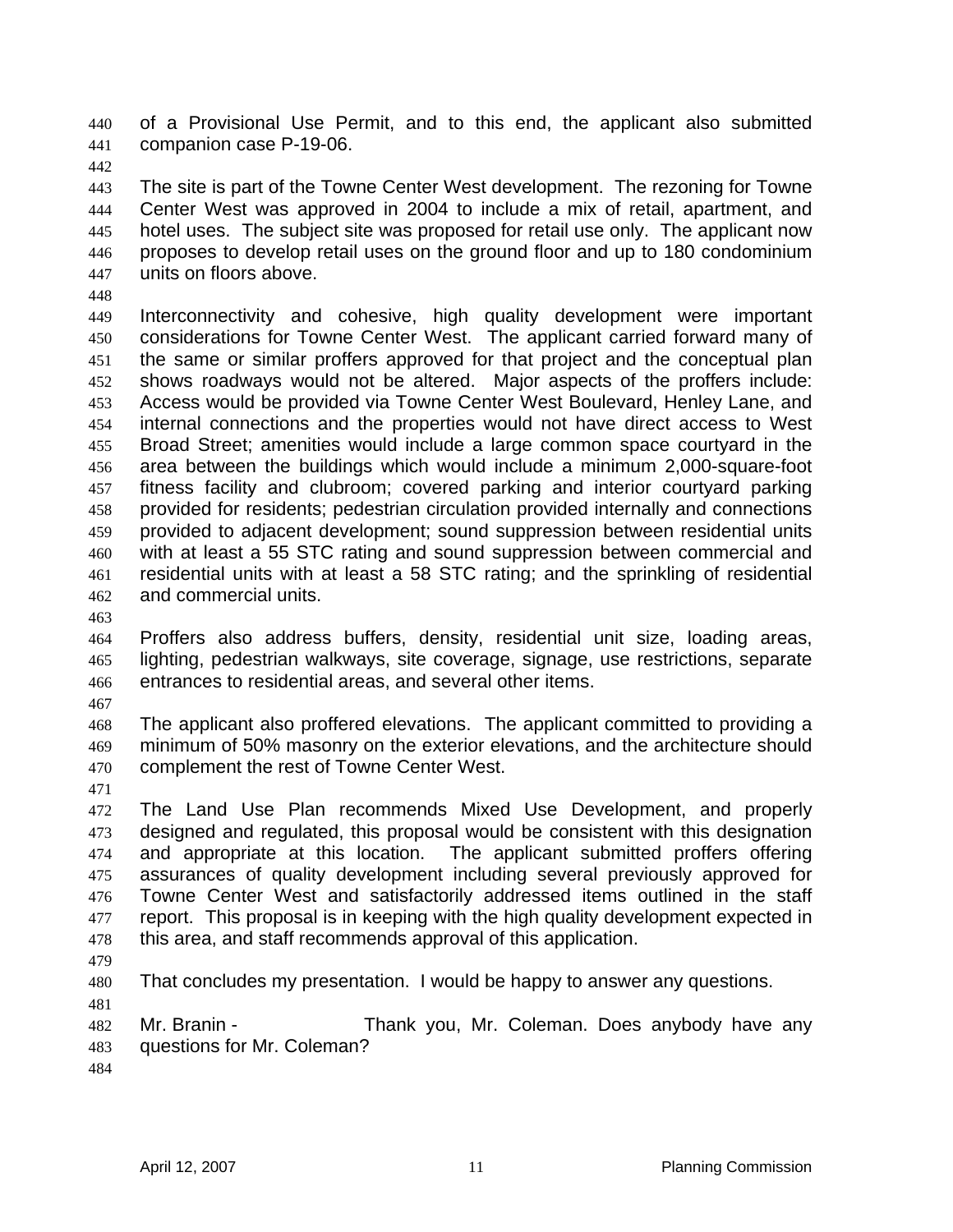of a Provisional Use Permit, and to this end, the applicant also submitted companion case P-19-06.

The site is part of the Towne Center West development. The rezoning for Towne Center West was approved in 2004 to include a mix of retail, apartment, and hotel uses. The subject site was proposed for retail use only. The applicant now proposes to develop retail uses on the ground floor and up to 180 condominium units on floors above.

Interconnectivity and cohesive, high quality development were important considerations for Towne Center West. The applicant carried forward many of the same or similar proffers approved for that project and the conceptual plan shows roadways would not be altered. Major aspects of the proffers include: Access would be provided via Towne Center West Boulevard, Henley Lane, and internal connections and the properties would not have direct access to West Broad Street; amenities would include a large common space courtyard in the area between the buildings which would include a minimum 2,000-square-foot fitness facility and clubroom; covered parking and interior courtyard parking provided for residents; pedestrian circulation provided internally and connections provided to adjacent development; sound suppression between residential units with at least a 55 STC rating and sound suppression between commercial and residential units with at least a 58 STC rating; and the sprinkling of residential and commercial units.

Proffers also address buffers, density, residential unit size, loading areas, lighting, pedestrian walkways, site coverage, signage, use restrictions, separate entrances to residential areas, and several other items.

The applicant also proffered elevations. The applicant committed to providing a minimum of 50% masonry on the exterior elevations, and the architecture should complement the rest of Towne Center West.

The Land Use Plan recommends Mixed Use Development, and properly designed and regulated, this proposal would be consistent with this designation and appropriate at this location. The applicant submitted proffers offering assurances of quality development including several previously approved for Towne Center West and satisfactorily addressed items outlined in the staff report. This proposal is in keeping with the high quality development expected in this area, and staff recommends approval of this application.

That concludes my presentation. I would be happy to answer any questions.

Mr. Branin - Thank you, Mr. Coleman. Does anybody have any questions for Mr. Coleman?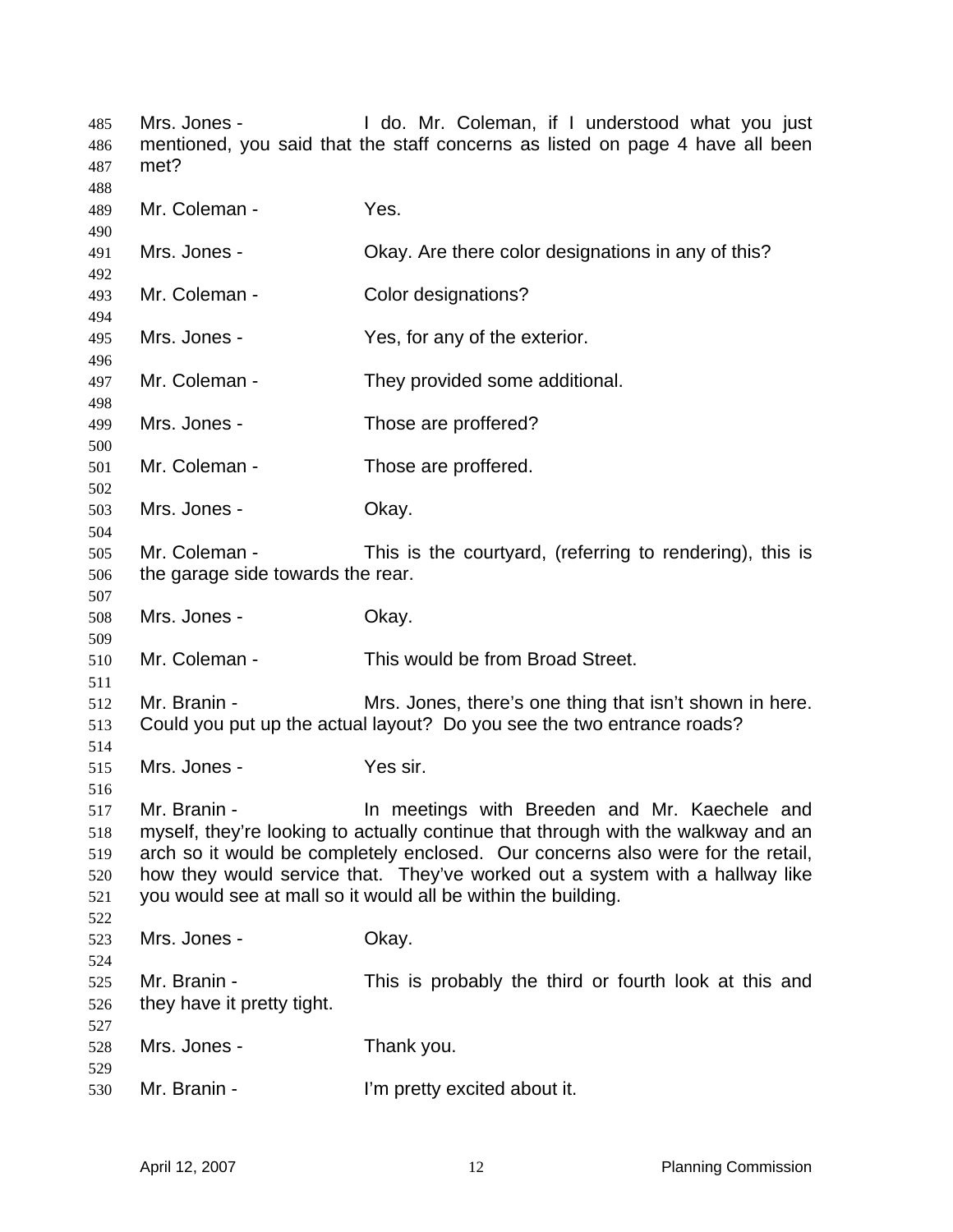Mrs. Jones - I do. Mr. Coleman, if I understood what you just mentioned, you said that the staff concerns as listed on page 4 have all been met?

Mr. Coleman - Yes.

Mrs. Jones - Okay. Are there color designations in any of this?

Mr. Coleman - Color designations?

Mrs. Jones - Yes, for any of the exterior.

Mr. Coleman - They provided some additional.

Mrs. Jones - Those are proffered?

Mr. Coleman - Those are proffered.

Mrs. Jones - Okay.

Mr. Coleman - This is the courtyard, (referring to rendering), this is the garage side towards the rear.

Mrs. Jones - Okay.

Mr. Coleman - This would be from Broad Street.

Mr. Branin - Mrs. Jones, there's one thing that isn't shown in here. Could you put up the actual layout? Do you see the two entrance roads?

Mrs. Jones - Yes sir.

Mr. Branin - In meetings with Breeden and Mr. Kaechele and myself, they're looking to actually continue that through with the walkway and an arch so it would be completely enclosed. Our concerns also were for the retail, how they would service that. They've worked out a system with a hallway like you would see at mall so it would all be within the building.

Mrs. Jones - Okay.

Mr. Branin - This is probably the third or fourth look at this and they have it pretty tight.

Mrs. Jones - Thank you.

Mr. Branin - I'm pretty excited about it.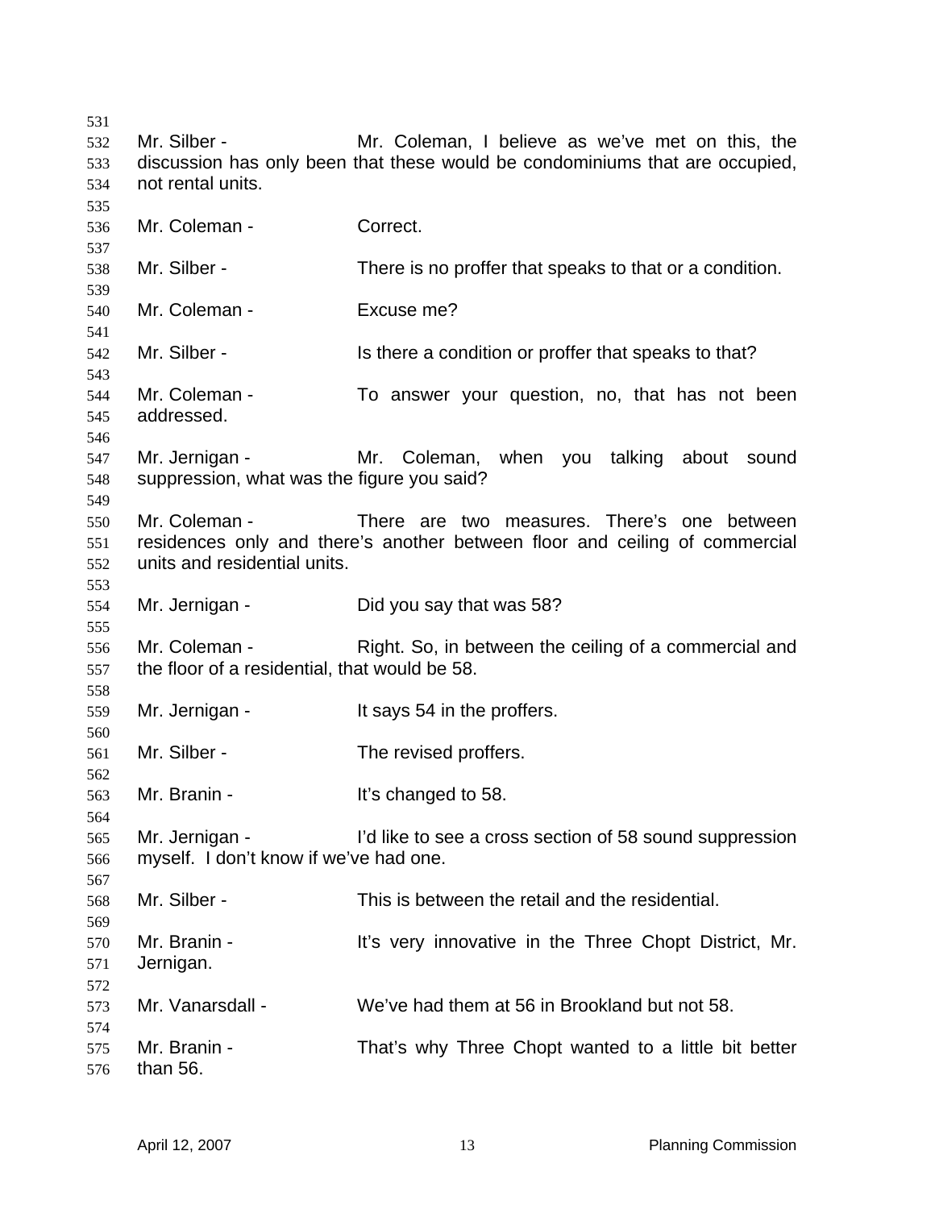Mr. Silber - Mr. Coleman, I believe as we've met on this, the discussion has only been that these would be condominiums that are occupied, not rental units.

Mr. Coleman - Correct.

Mr. Silber - There is no proffer that speaks to that or a condition.

Mr. Coleman - Excuse me?

Mr. Silber - Is there a condition or proffer that speaks to that?

Mr. Coleman - To answer your question, no, that has not been addressed.

Mr. Jernigan - Mr. Coleman, when you talking about sound suppression, what was the figure you said?

Mr. Coleman - There are two measures. There's one between residences only and there's another between floor and ceiling of commercial units and residential units.

Mr. Jernigan - Did you say that was 58?

Mr. Coleman - Right. So, in between the ceiling of a commercial and the floor of a residential, that would be 58.

Mr. Jernigan - It says 54 in the proffers.

Mr. Silber - The revised proffers.

Mr. Branin - It's changed to 58.

Mr. Jernigan - I'd like to see a cross section of 58 sound suppression myself. I don't know if we've had one.

Mr. Silber - This is between the retail and the residential.

Mr. Branin - It's very innovative in the Three Chopt District, Mr. Jernigan.

Mr. Vanarsdall - We've had them at 56 in Brookland but not 58.

Mr. Branin - That's why Three Chopt wanted to a little bit better than 56.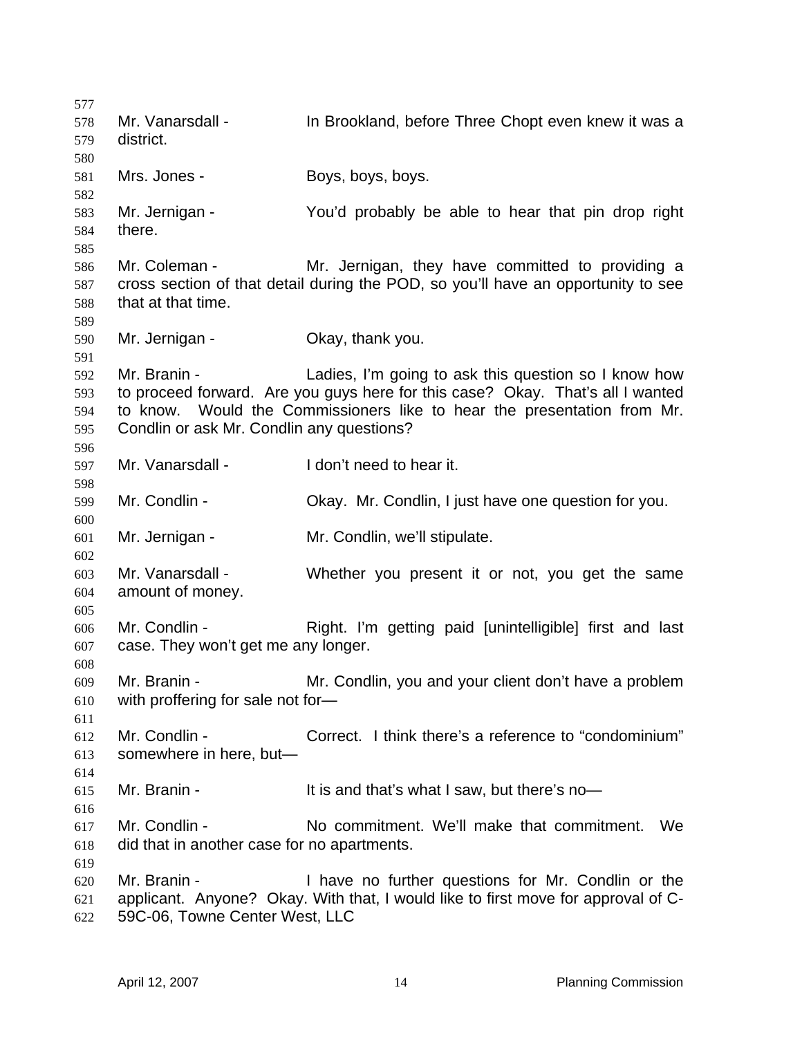Mr. Vanarsdall - In Brookland, before Three Chopt even knew it was a district.

Mrs. Jones - Boys, boys, boys.

Mr. Jernigan - You'd probably be able to hear that pin drop right there.

Mr. Coleman - Mr. Jernigan, they have committed to providing a cross section of that detail during the POD, so you'll have an opportunity to see that at that time.

Mr. Jernigan - Okay, thank you.

Mr. Branin - Ladies, I'm going to ask this question so I know how to proceed forward. Are you guys here for this case? Okay. That's all I wanted to know. Would the Commissioners like to hear the presentation from Mr. Condlin or ask Mr. Condlin any questions?

Mr. Vanarsdall - I don't need to hear it.

Mr. Condlin - Okay. Mr. Condlin, I just have one question for you.

Mr. Jernigan - Mr. Condlin, we'll stipulate.

Mr. Vanarsdall - Whether you present it or not, you get the same amount of money.

Mr. Condlin - Right. I'm getting paid [unintelligible] first and last case. They won't get me any longer.

Mr. Branin - Mr. Condlin, you and your client don't have a problem with proffering for sale not for—

Mr. Condlin - Correct. I think there's a reference to "condominium" somewhere in here, but—

Mr. Branin - It is and that's what I saw, but there's no—

Mr. Condlin - No commitment. We'll make that commitment. We did that in another case for no apartments.

Mr. Branin - I have no further questions for Mr. Condlin or the applicant. Anyone? Okay. With that, I would like to first move for approval of C-59C-06, Towne Center West, LLC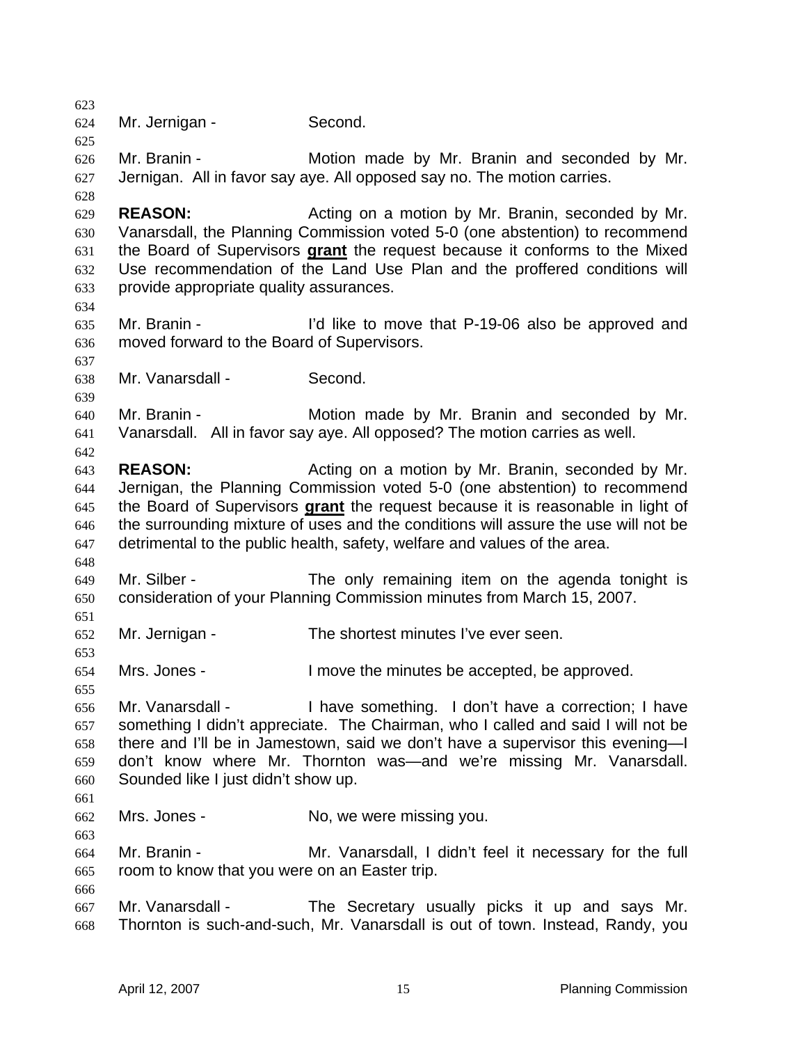Mr. Jernigan - Second.

Mr. Branin - Motion made by Mr. Branin and seconded by Mr. Jernigan. All in favor say aye. All opposed say no. The motion carries.

**REASON:** Acting on a motion by Mr. Branin, seconded by Mr. Vanarsdall, the Planning Commission voted 5-0 (one abstention) to recommend the Board of Supervisors **grant** the request because it conforms to the Mixed Use recommendation of the Land Use Plan and the proffered conditions will provide appropriate quality assurances.

Mr. Branin - I'd like to move that P-19-06 also be approved and moved forward to the Board of Supervisors.

Mr. Vanarsdall - Second.

Mr. Branin - Motion made by Mr. Branin and seconded by Mr. Vanarsdall. All in favor say aye. All opposed? The motion carries as well.

**REASON:** Acting on a motion by Mr. Branin, seconded by Mr. Jernigan, the Planning Commission voted 5-0 (one abstention) to recommend the Board of Supervisors **grant** the request because it is reasonable in light of the surrounding mixture of uses and the conditions will assure the use will not be detrimental to the public health, safety, welfare and values of the area.

Mr. Silber - The only remaining item on the agenda tonight is consideration of your Planning Commission minutes from March 15, 2007.

Mr. Jernigan - The shortest minutes I've ever seen.

Mrs. Jones - I move the minutes be accepted, be approved.

Mr. Vanarsdall - I have something. I don't have a correction; I have something I didn't appreciate. The Chairman, who I called and said I will not be there and I'll be in Jamestown, said we don't have a supervisor this evening—I don't know where Mr. Thornton was—and we're missing Mr. Vanarsdall. Sounded like I just didn't show up.

Mrs. Jones - No, we were missing you.

Mr. Branin - Mr. Vanarsdall, I didn't feel it necessary for the full room to know that you were on an Easter trip.

Mr. Vanarsdall - The Secretary usually picks it up and says Mr. Thornton is such-and-such, Mr. Vanarsdall is out of town. Instead, Randy, you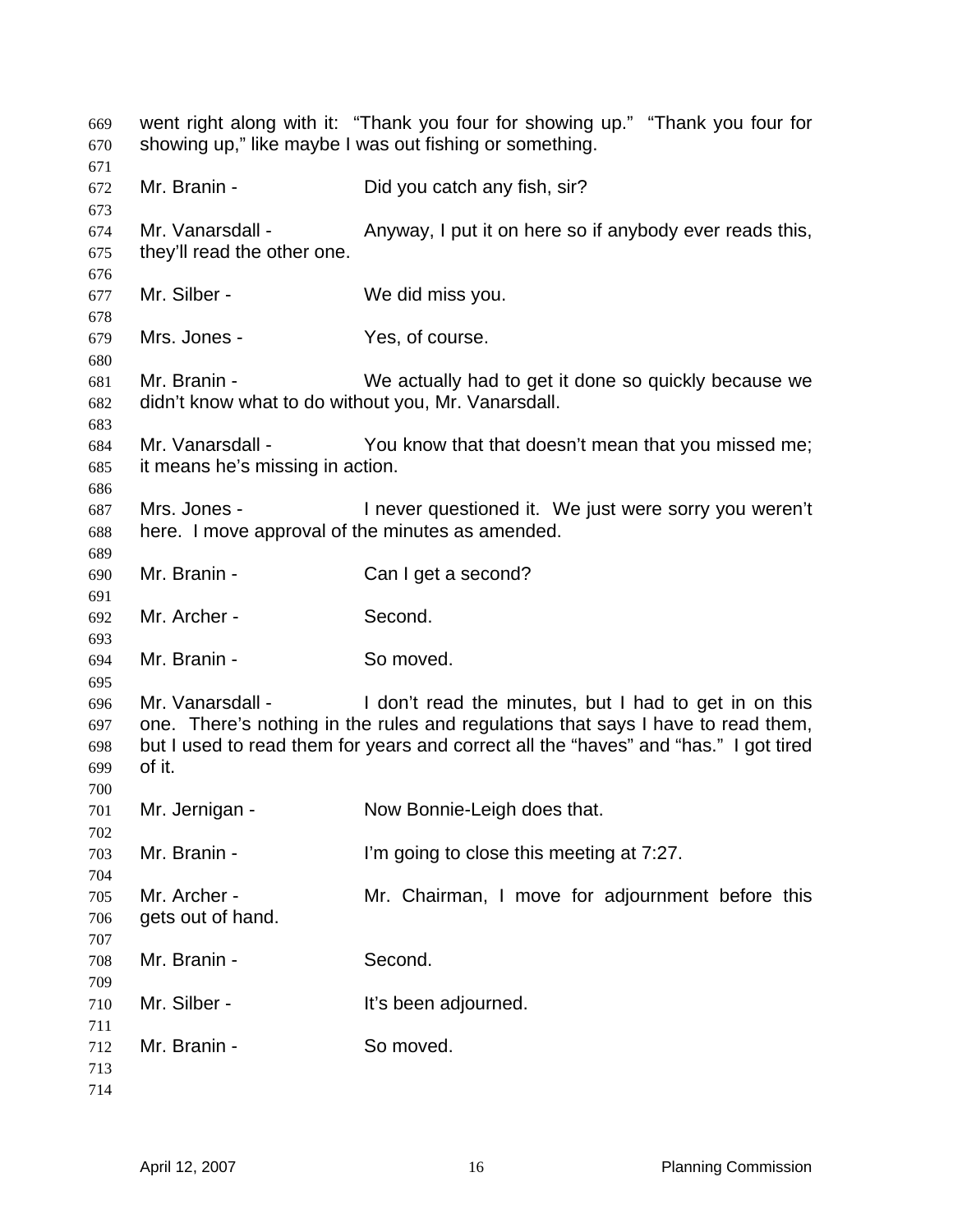went right along with it: "Thank you four for showing up." "Thank you four for showing up," like maybe I was out fishing or something.

Mr. Branin - Did you catch any fish, sir?

Mr. Vanarsdall - Anyway, I put it on here so if anybody ever reads this, they'll read the other one.

Mr. Silber - We did miss you.

Mrs. Jones - Yes, of course.

Mr. Branin - We actually had to get it done so quickly because we didn't know what to do without you, Mr. Vanarsdall.

Mr. Vanarsdall - You know that that doesn't mean that you missed me; it means he's missing in action.

Mrs. Jones - I never questioned it. We just were sorry you weren't here. I move approval of the minutes as amended.

Mr. Branin - Can I get a second?

Mr. Archer - Second.

Mr. Branin - So moved.

Mr. Vanarsdall - I don't read the minutes, but I had to get in on this one. There's nothing in the rules and regulations that says I have to read them, but I used to read them for years and correct all the "haves" and "has." I got tired of it.

Mr. Jernigan - Now Bonnie-Leigh does that.

Mr. Branin - I'm going to close this meeting at 7:27.

Mr. Archer - Mr. Chairman, I move for adjournment before this gets out of hand.

Mr. Branin - Second.

Mr. Silber - It's been adjourned.

Mr. Branin - So moved.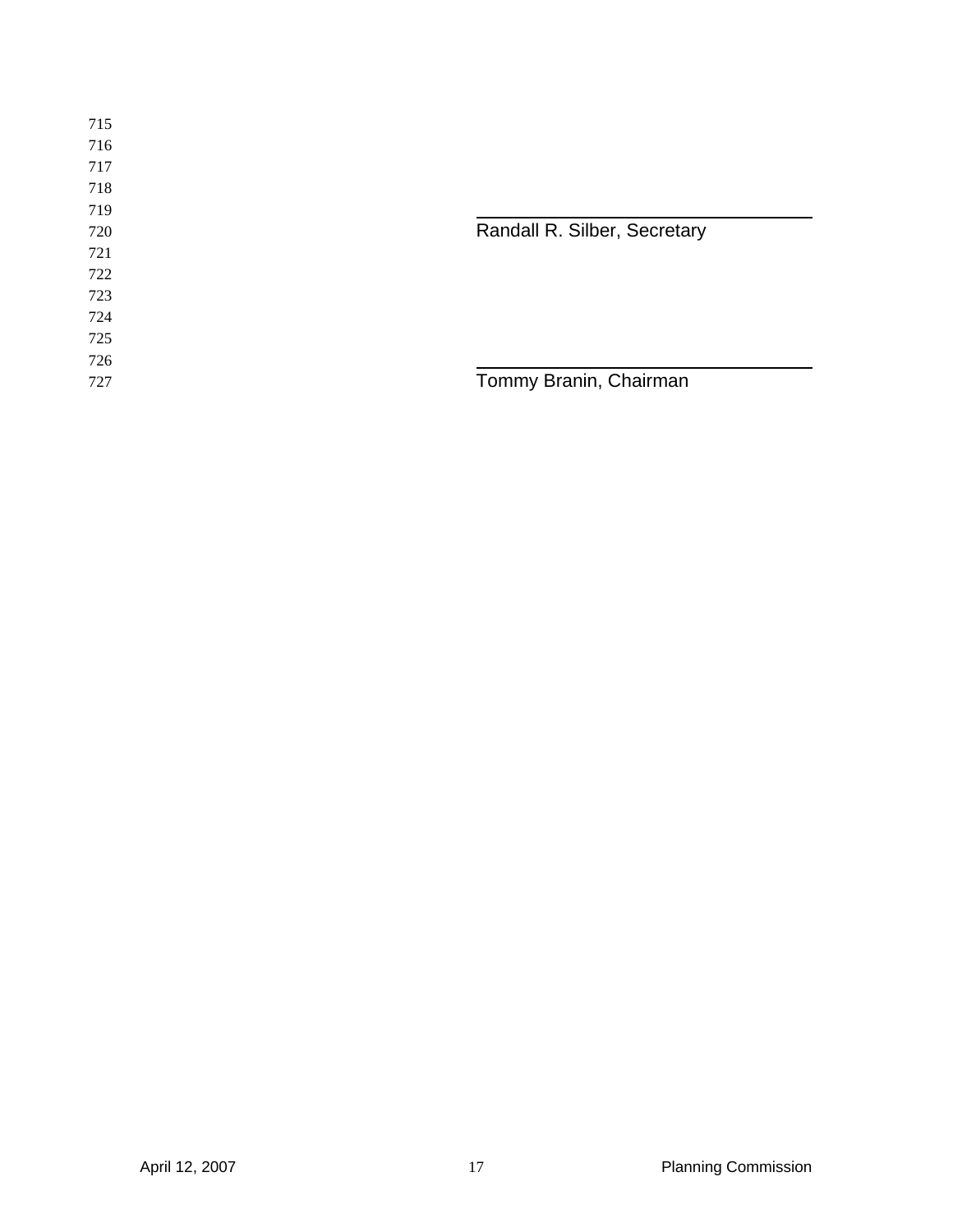\_\_\_\_\_\_\_\_\_\_\_\_\_\_\_\_\_\_\_\_\_\_\_\_\_\_\_\_\_\_\_\_\_\_\_

Randall R. Silber, Secretary

\_\_\_\_\_\_\_\_\_\_\_\_\_\_\_\_\_\_\_\_\_\_\_\_\_\_\_\_\_\_\_\_\_\_\_

Tommy Branin, Chairman